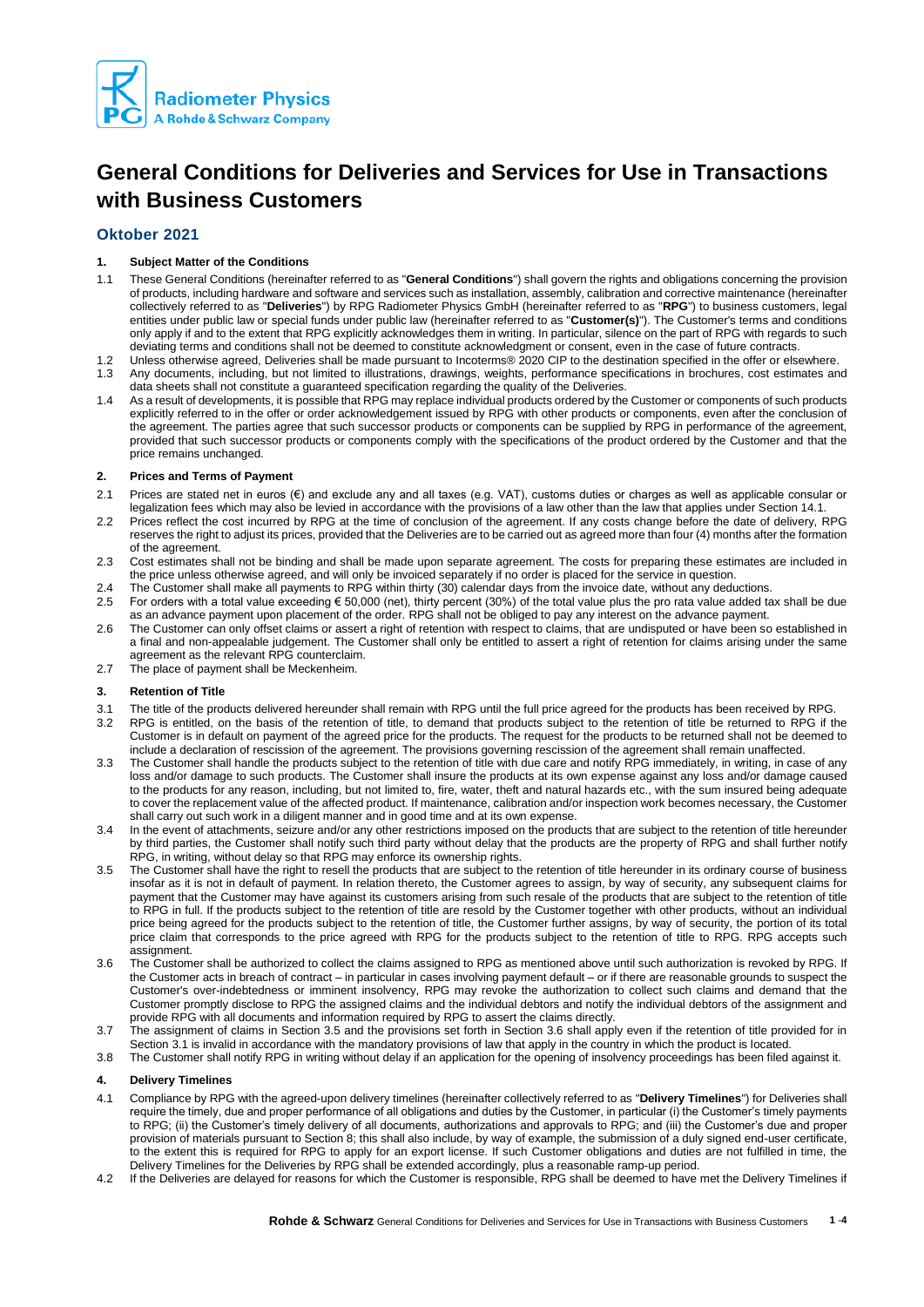# General Conditions for Deliveries and Services for Use in Transactions with Business Customers

## Oktober 2021

### 1. Subject Matter of the Conditions

1.1 These General Conditions (hereinafter referred to as "**General Conditions**") shall govern the rights and obligations concerning the provision of products, including hardware and software and services such as installation, assembly, calibration and corrective maintenance (hereinafter collectively referred to as "**Deliveries**") by RPG Radiometer Physics GmbH (hereinafter referred to as "**RPG**") to business customers, legal entities under public law or special funds under public law (hereinafter referred to as "**Customer(s)**"). The Customer's terms and conditions only apply if and to the extent that RPG explicitly acknowledges them in writing. In particular, silence on the part of RPG with regards to such deviating terms and conditions shall not be deemed to constitute acknowledgment or consent, even in the case of future contracts.

1.2 Unless otherwise agreed, Deliveries shall be made pursuant to Incoterms® 2020 CIP to the destination specified in the offer or elsewhere.

1.3 Any documents, including, but not limited to illustrations, drawings, weights, performance specifications in brochures, cost estimates and data sheets shall not constitute a guaranteed specification regarding the quality of the Deliveries.

1.4 As a result of developments, it is possible that RPG may replace individual products ordered by the Customer or components of such products explicitly referred to in the offer or order acknowledgement issued by RPG with other products or components, even after the conclusion of the agreement. The parties agree that such successor products or components can be supplied by RPG in performance of the agreement, provided that such successor products or components comply with the specifications of the product ordered by the Customer and that the price remains unchanged.

### 2. Prices and Terms of Payment

2.1 Prices are stated net in euros (€) and exclude any and all taxes (e.g. VAT), customs duties or charges as well as applicable consular or legalization fees which may also be levied in accordance with the provisions of a law other than the law that applies under Section 14.1.

2.2 Prices reflect the cost incurred by RPG at the time of conclusion of the agreement. If any costs change before the date of delivery, RPG reserves the right to adjust its prices, provided that the Deliveries are to be carried out as agreed more than four (4) months after the formation of the agreement.

2.3 Cost estimates shall not be binding and shall be made upon separate agreement. The costs for preparing these estimates are included in the price unless otherwise agreed, and will only be invoiced separately if no order is placed for the service in question.

2.4 The Customer shall make all payments to RPG within thirty (30) calendar days from the invoice date, without any deductions.

2.5 For orders with a total value exceeding € 50,000 (net), thirty percent (30%) of the total value plus the pro rata value added tax shall be due as an advance payment upon placement of the order. RPG shall not be obliged to pay any interest on the advance payment.

2.6 The Customer can only offset claims or assert a right of retention with respect to claims, that are undisputed or have been so established in a final and non-appealable judgement. The Customer shall only be entitled to assert a right of retention for claims arising under the same agreement as the relevant RPG counterclaim.

2.7 The place of payment shall be Meckenheim.

### 3. Retention of Title

3.1 The title of the products delivered hereunder shall remain with RPG until the full price agreed for the products has been received by RPG.

3.2 RPG is entitled, on the basis of the retention of title, to demand that products subject to the retention of title be returned to RPG if the Customer is in default on payment of the agreed price for the products. The request for the products to be returned shall not be deemed to include a declaration of rescission of the agreement. The provisions governing rescission of the agreement shall remain unaffected.

3.3 The Customer shall handle the products subject to the retention of title with due care and notify RPG immediately, in writing, in case of any loss and/or damage to such products. The Customer shall insure the products at its own expense against any loss and/or damage caused to the products for any reason, including, but not limited to, fire, water, theft and natural hazards etc., with the sum insured being adequate to cover the replacement value of the affected product. If maintenance, calibration and/or inspection work becomes necessary, the Customer shall carry out such work in a diligent manner and in good time and at its own expense.

3.4 In the event of attachments, seizure and/or any other restrictions imposed on the products that are subject to the retention of title hereunder by third parties, the Customer shall notify such third party without delay that the products are the property of RPG and shall further notify RPG, in writing, without delay so that RPG may enforce its ownership rights.

3.5 The Customer shall have the right to resell the products that are subject to the retention of title hereunder in its ordinary course of business insofar as it is not in default of payment. In relation thereto, the Customer agrees to assign, by way of security, any subsequent claims for payment that the Customer may have against its customers arising from such resale of the products that are subject to the retention of title to RPG in full. If the products subject to the retention of title are resold by the Customer together with other products, without an individual price being agreed for the products subject to the retention of title, the Customer further assigns, by way of security, the portion of its total price claim that corresponds to the price agreed with RPG for the products subject to the retention of title to RPG. RPG accepts such assignment.

3.6 The Customer shall be authorized to collect the claims assigned to RPG as mentioned above until such authorization is revoked by RPG. If the Customer acts in breach of contract – in particular in cases involving payment default – or if there are reasonable grounds to suspect the Customer's over-indebtedness or imminent insolvency, RPG may revoke the authorization to collect such claims and demand that the Customer promptly disclose to RPG the assigned claims and the individual debtors and notify the individual debtors of the assignment and provide RPG with all documents and information required by RPG to assert the claims directly.

3.7 The assignment of claims in Section 3.5 and the provisions set forth in Section 3.6 shall apply even if the retention of title provided for in Section 3.1 is invalid in accordance with the mandatory provisions of law that apply in the country in which the product is located.

3.8 The Customer shall notify RPG in writing without delay if an application for the opening of insolvency proceedings has been filed against it.

### 4. Delivery Timelines

4.1 Compliance by RPG with the agreed-upon delivery timelines (hereinafter collectively referred to as "**Delivery Timelines**") for Deliveries shall require the timely, due and proper performance of all obligations and duties by the Customer, in particular (i) the Customer's timely payments to RPG; (ii) the Customer's timely delivery of all documents, authorizations and approvals to RPG; and (iii) the Customer's due and proper provision of materials pursuant to Section 8; this shall also include, by way of example, the submission of a duly signed end-user certificate, to the extent this is required for RPG to apply for an export license. If such Customer obligations and duties are not fulfilled in time, the Delivery Timelines for the Deliveries by RPG shall be extended accordingly, plus a reasonable ramp-up period.

4.2 If the Deliveries are delayed for reasons for which the Customer is responsible, RPG shall be deemed to have met the Delivery Timelines if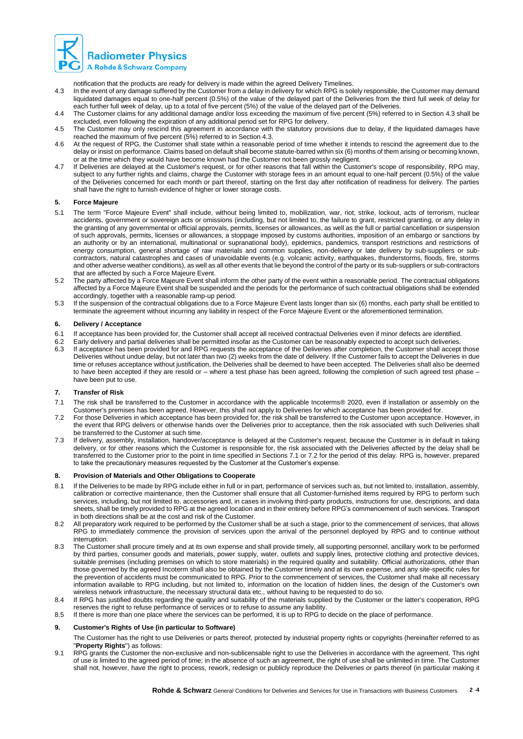notification that the products are ready for delivery is made within the agreed Delivery Timelines.

4.3 In the event of any damage suffered by the Customer from a delay in delivery for which RPG is solely responsible, the Customer may demand liquidated damages equal to one-half percent (0.5%) of the value of the delayed part of the Deliveries from the third full week of delay for each further full week of delay, up to a total of five percent (5%) of the value of the delayed part of the Deliveries.

4.4 The Customer claims for any additional damage and/or loss exceeding the maximum of five percent (5%) referred to in Section 4.3 shall be excluded, even following the expiration of any additional period set for RPG for delivery.

4.5 The Customer may only rescind this agreement in accordance with the statutory provisions due to delay, if the liquidated damages have reached the maximum of five percent (5%) referred to in Section 4.3.

4.6 At the request of RPG, the Customer shall state within a reasonable period of time whether it intends to rescind the agreement due to the delay or insist on performance. Claims based on default shall become statute-barred within six (6) months of them arising or becoming known, or at the time which they would have become known had the Customer not been grossly negligent.

4.7 If Deliveries are delayed at the Customer's request, or for other reasons that fall within the Customer's scope of responsibility, RPG may, subject to any further rights and claims, charge the Customer with storage fees in an amount equal to one-half percent (0.5%) of the value of the Deliveries concerned for each month or part thereof, starting on the first day after notification of readiness for delivery. The parties shall have the right to furnish evidence of higher or lower storage costs.

## 5. Force Majeure

5.1 The term "Force Majeure Event" shall include, without being limited to, mobilization, war, riot, strike, lockout, acts of terrorism, nuclear accidents, government or sovereign acts or omissions (including, but not limited to, the failure to grant, restricted granting, or any delay in the granting of any governmental or official approvals, permits, licenses or allowances, as well as the full or partial cancellation or suspension of such approvals, permits, licenses or allowances, a stoppage imposed by customs authorities, imposition of an embargo or sanctions by an authority or by an international, multinational or supranational body), epidemics, pandemics, transport restrictions and restrictions of energy consumption, general shortage of raw materials and common supplies, non-delivery or late delivery by sub-suppliers or sub-contractors, natural catastrophes and cases of unavoidable events (e.g. volcanic activity, earthquakes, thunderstorms, floods, fire, storms and other adverse weather conditions), as well as all other events that lie beyond the control of the party or its sub-suppliers or sub-contractors that are affected by such a Force Majeure Event.

5.2 The party affected by a Force Majeure Event shall inform the other party of the event within a reasonable period. The contractual obligations affected by a Force Majeure Event shall be suspended and the periods for the performance of such contractual obligations shall be extended accordingly, together with a reasonable ramp-up period.

5.3 If the suspension of the contractual obligations due to a Force Majeure Event lasts longer than six (6) months, each party shall be entitled to terminate the agreement without incurring any liability in respect of the Force Majeure Event or the aforementioned termination.

## 6. Delivery / Acceptance

6.1 If acceptance has been provided for, the Customer shall accept all received contractual Deliveries even if minor defects are identified.

6.2 Early delivery and partial deliveries shall be permitted insofar as the Customer can be reasonably expected to accept such deliveries.

6.3 If acceptance has been provided for and RPG requests the acceptance of the Deliveries after completion, the Customer shall accept those Deliveries without undue delay, but not later than two (2) weeks from the date of delivery. If the Customer fails to accept the Deliveries in due time or refuses acceptance without justification, the Deliveries shall be deemed to have been accepted. The Deliveries shall also be deemed to have been accepted if they are resold or – where a test phase has been agreed, following the completion of such agreed test phase – have been put to use.

## 7. Transfer of Risk

7.1 The risk shall be transferred to the Customer in accordance with the applicable Incoterms® 2020, even if installation or assembly on the Customer's premises has been agreed. However, this shall not apply to Deliveries for which acceptance has been provided for.

7.2 For those Deliveries in which acceptance has been provided for, the risk shall be transferred to the Customer upon acceptance. However, in the event that RPG delivers or otherwise hands over the Deliveries prior to acceptance, then the risk associated with such Deliveries shall be transferred to the Customer at such time.

7.3 If delivery, assembly, installation, handover/acceptance is delayed at the Customer's request, because the Customer is in default in taking delivery, or for other reasons which the Customer is responsible for, the risk associated with the Deliveries affected by the delay shall be transferred to the Customer prior to the point in time specified in Sections 7.1 or 7.2 for the period of this delay. RPG is, however, prepared to take the precautionary measures requested by the Customer at the Customer's expense.

## 8. Provision of Materials and Other Obligations to Cooperate

8.1 If the Deliveries to be made by RPG include either in full or in part, performance of services such as, but not limited to, installation, assembly, calibration or corrective maintenance, then the Customer shall ensure that all Customer-furnished items required by RPG to perform such services, including, but not limited to, accessories and, in cases in involving third-party products, instructions for use, descriptions, and data sheets, shall be timely provided to RPG at the agreed location and in their entirety before RPG's commencement of such services. Transport in both directions shall be at the cost and risk of the Customer.

8.2 All preparatory work required to be performed by the Customer shall be at such a stage, prior to the commencement of services, that allows RPG to immediately commence the provision of services upon the arrival of the personnel deployed by RPG and to continue without interruption.

8.3 The Customer shall procure timely and at its own expense and shall provide timely, all supporting personnel, ancillary work to be performed by third parties, consumer goods and materials, power supply, water, outlets and supply lines, protective clothing and protective devices, suitable premises (including premises on which to store materials) in the required quality and suitability. Official authorizations, other than those governed by the agreed Incoterm shall also be obtained by the Customer timely and at its own expense, and any site-specific rules for the prevention of accidents must be communicated to RPG. Prior to the commencement of services, the Customer shall make all necessary information available to RPG including, but not limited to, information on the location of hidden lines, the design of the Customer's own wireless network infrastructure, the necessary structural data etc., without having to be requested to do so.

8.4 If RPG has justified doubts regarding the quality and suitability of the materials supplied by the Customer or the latter's cooperation, RPG reserves the right to refuse performance of services or to refuse to assume any liability.

8.5 If there is more than one place where the services can be performed, it is up to RPG to decide on the place of performance.

## 9. Customer's Rights of Use (in particular to Software)

The Customer has the right to use Deliveries or parts thereof, protected by industrial property rights or copyrights (hereinafter referred to as "**Property Rights**") as follows:

9.1 RPG grants the Customer the non-exclusive and non-sublicensable right to use the Deliveries in accordance with the agreement. This right of use is limited to the agreed period of time; in the absence of such an agreement, the right of use shall be unlimited in time. The Customer shall not, however, have the right to process, rework, redesign or publicly reproduce the Deliveries or parts thereof (in particular making it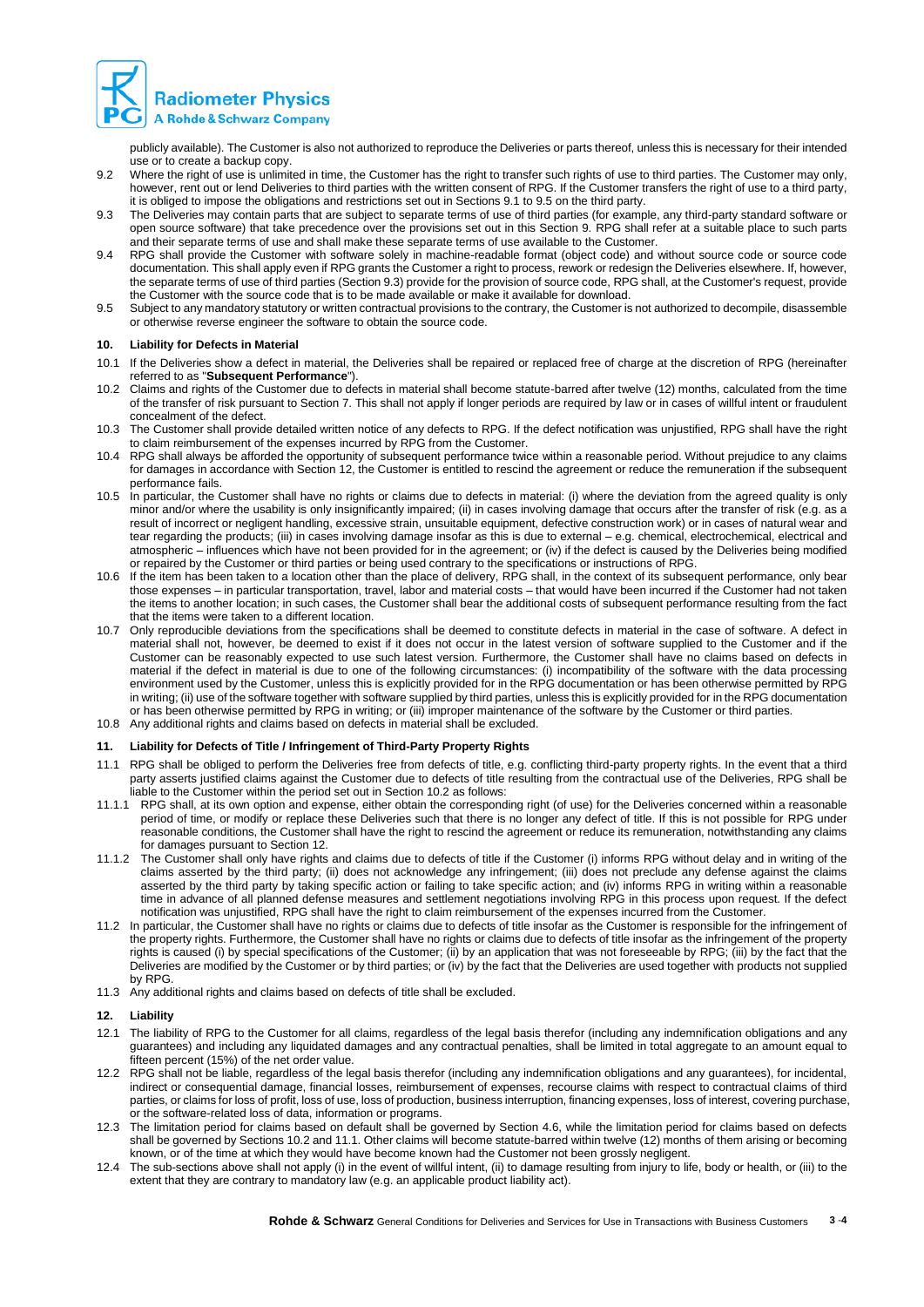publicly available). The Customer is also not authorized to reproduce the Deliveries or parts thereof, unless this is necessary for their intended use or to create a backup copy.

9.2 Where the right of use is unlimited in time, the Customer has the right to transfer such rights of use to third parties. The Customer may only, however, rent out or lend Deliveries to third parties with the written consent of RPG. If the Customer transfers the right of use to a third party, it is obliged to impose the obligations and restrictions set out in Sections 9.1 to 9.5 on the third party.

9.3 The Deliveries may contain parts that are subject to separate terms of use of third parties (for example, any third-party standard software or open source software) that take precedence over the provisions set out in this Section 9. RPG shall refer at a suitable place to such parts and their separate terms of use and shall make these separate terms of use available to the Customer.

9.4 RPG shall provide the Customer with software solely in machine-readable format (object code) and without source code or source code documentation. This shall apply even if RPG grants the Customer a right to process, rework or redesign the Deliveries elsewhere. If, however, the separate terms of use of third parties (Section 9.3) provide for the provision of source code, RPG shall, at the Customer's request, provide the Customer with the source code that is to be made available or make it available for download.

9.5 Subject to any mandatory statutory or written contractual provisions to the contrary, the Customer is not authorized to decompile, disassemble or otherwise reverse engineer the software to obtain the source code.

## 10. Liability for Defects in Material

10.1 If the Deliveries show a defect in material, the Deliveries shall be repaired or replaced free of charge at the discretion of RPG (hereinafter referred to as "**Subsequent Performance**").

10.2 Claims and rights of the Customer due to defects in material shall become statute-barred after twelve (12) months, calculated from the time of the transfer of risk pursuant to Section 7. This shall not apply if longer periods are required by law or in cases of willful intent or fraudulent concealment of the defect.

10.3 The Customer shall provide detailed written notice of any defects to RPG. If the defect notification was unjustified, RPG shall have the right to claim reimbursement of the expenses incurred by RPG from the Customer.

10.4 RPG shall always be afforded the opportunity of subsequent performance twice within a reasonable period. Without prejudice to any claims for damages in accordance with Section 12, the Customer is entitled to rescind the agreement or reduce the remuneration if the subsequent performance fails.

10.5 In particular, the Customer shall have no rights or claims due to defects in material: (i) where the deviation from the agreed quality is only minor and/or where the usability is only insignificantly impaired; (ii) in cases involving damage that occurs after the transfer of risk (e.g. as a result of incorrect or negligent handling, excessive strain, unsuitable equipment, defective construction work) or in cases of natural wear and tear regarding the products; (iii) in cases involving damage insofar as this is due to external – e.g. chemical, electrochemical, electrical and atmospheric – influences which have not been provided for in the agreement; or (iv) if the defect is caused by the Deliveries being modified or repaired by the Customer or third parties or being used contrary to the specifications or instructions of RPG.

10.6 If the item has been taken to a location other than the place of delivery, RPG shall, in the context of its subsequent performance, only bear those expenses – in particular transportation, travel, labor and material costs – that would have been incurred if the Customer had not taken the items to another location; in such cases, the Customer shall bear the additional costs of subsequent performance resulting from the fact that the items were taken to a different location.

10.7 Only reproducible deviations from the specifications shall be deemed to constitute defects in material in the case of software. A defect in material shall not, however, be deemed to exist if it does not occur in the latest version of software supplied to the Customer and if the Customer can be reasonably expected to use such latest version. Furthermore, the Customer shall have no claims based on defects in material if the defect in material is due to one of the following circumstances: (i) incompatibility of the software with the data processing environment used by the Customer, unless this is explicitly provided for in the RPG documentation or has been otherwise permitted by RPG in writing; (ii) use of the software together with software supplied by third parties, unless this is explicitly provided for in the RPG documentation or has been otherwise permitted by RPG in writing; or (iii) improper maintenance of the software by the Customer or third parties.

10.8 Any additional rights and claims based on defects in material shall be excluded.

## 11. Liability for Defects of Title / Infringement of Third-Party Property Rights

11.1 RPG shall be obliged to perform the Deliveries free from defects of title, e.g. conflicting third-party property rights. In the event that a third party asserts justified claims against the Customer due to defects of title resulting from the contractual use of the Deliveries, RPG shall be liable to the Customer within the period set out in Section 10.2 as follows:

11.1.1 RPG shall, at its own option and expense, either obtain the corresponding right (of use) for the Deliveries concerned within a reasonable period of time, or modify or replace these Deliveries such that there is no longer any defect of title. If this is not possible for RPG under reasonable conditions, the Customer shall have the right to rescind the agreement or reduce its remuneration, notwithstanding any claims for damages pursuant to Section 12.

11.1.2 The Customer shall only have rights and claims due to defects of title if the Customer (i) informs RPG without delay and in writing of the claims asserted by the third party; (ii) does not acknowledge any infringement; (iii) does not preclude any defense against the claims asserted by the third party by taking specific action or failing to take specific action; and (iv) informs RPG in writing within a reasonable time in advance of all planned defense measures and settlement negotiations involving RPG in this process upon request. If the defect notification was unjustified, RPG shall have the right to claim reimbursement of the expenses incurred from the Customer.

11.2 In particular, the Customer shall have no rights or claims due to defects of title insofar as the Customer is responsible for the infringement of the property rights. Furthermore, the Customer shall have no rights or claims due to defects of title insofar as the infringement of the property rights is caused (i) by special specifications of the Customer; (ii) by an application that was not foreseeable by RPG; (iii) by the fact that the Deliveries are modified by the Customer or by third parties; or (iv) by the fact that the Deliveries are used together with products not supplied by RPG.

11.3 Any additional rights and claims based on defects of title shall be excluded.

## 12. Liability

12.1 The liability of RPG to the Customer for all claims, regardless of the legal basis therefor (including any indemnification obligations and any guarantees) and including any liquidated damages and any contractual penalties, shall be limited in total aggregate to an amount equal to fifteen percent (15%) of the net order value.

12.2 RPG shall not be liable, regardless of the legal basis therefor (including any indemnification obligations and any guarantees), for incidental, indirect or consequential damage, financial losses, reimbursement of expenses, recourse claims with respect to contractual claims of third parties, or claims for loss of profit, loss of use, loss of production, business interruption, financing expenses, loss of interest, covering purchase, or the software-related loss of data, information or programs.

12.3 The limitation period for claims based on default shall be governed by Section 4.6, while the limitation period for claims based on defects shall be governed by Sections 10.2 and 11.1. Other claims will become statute-barred within twelve (12) months of them arising or becoming known, or of the time at which they would have become known had the Customer not been grossly negligent.

12.4 The sub-sections above shall not apply (i) in the event of willful intent, (ii) to damage resulting from injury to life, body or health, or (iii) to the extent that they are contrary to mandatory law (e.g. an applicable product liability act).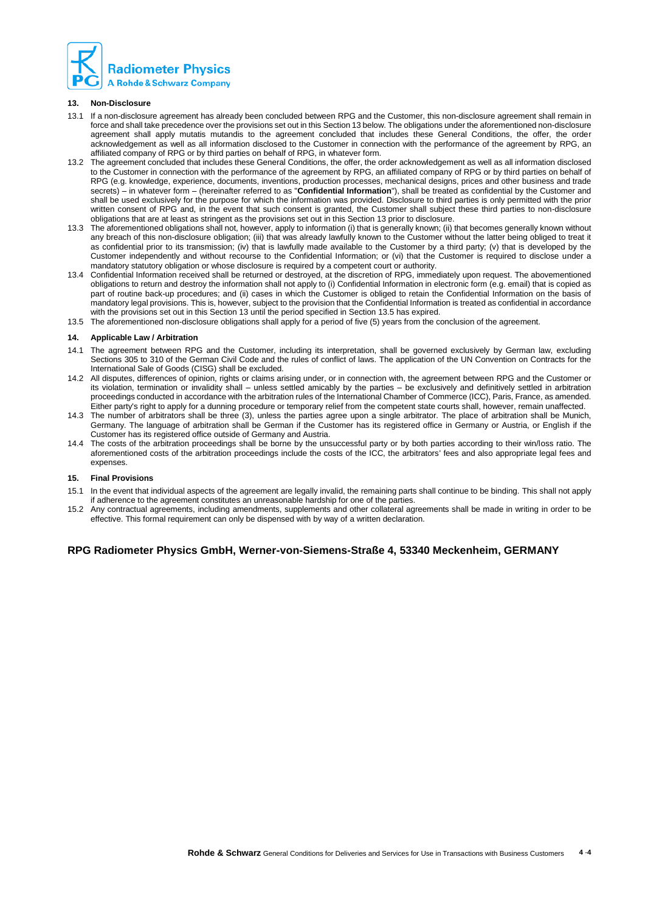### 13. Non-Disclosure

13.1 If a non-disclosure agreement has already been concluded between RPG and the Customer, this non-disclosure agreement shall remain in force and shall take precedence over the provisions set out in this Section 13 below. The obligations under the aforementioned non-disclosure agreement shall apply mutatis mutandis to the agreement concluded that includes these General Conditions, the offer, the order acknowledgement as well as all information disclosed to the Customer in connection with the performance of the agreement by RPG, an affiliated company of RPG or by third parties on behalf of RPG, in whatever form.

13.2 The agreement concluded that includes these General Conditions, the offer, the order acknowledgement as well as all information disclosed to the Customer in connection with the performance of the agreement by RPG, an affiliated company of RPG or by third parties on behalf of RPG (e.g. knowledge, experience, documents, inventions, production processes, mechanical designs, prices and other business and trade secrets) – in whatever form – (hereinafter referred to as "**Confidential Information**"), shall be treated as confidential by the Customer and shall be used exclusively for the purpose for which the information was provided. Disclosure to third parties is only permitted with the prior written consent of RPG and, in the event that such consent is granted, the Customer shall subject these third parties to non-disclosure obligations that are at least as stringent as the provisions set out in this Section 13 prior to disclosure.

13.3 The aforementioned obligations shall not, however, apply to information (i) that is generally known; (ii) that becomes generally known without any breach of this non-disclosure obligation; (iii) that was already lawfully known to the Customer without the latter being obliged to treat it as confidential prior to its transmission; (iv) that is lawfully made available to the Customer by a third party; (v) that is developed by the Customer independently and without recourse to the Confidential Information; or (vi) that the Customer is required to disclose under a mandatory statutory obligation or whose disclosure is required by a competent court or authority.

13.4 Confidential Information received shall be returned or destroyed, at the discretion of RPG, immediately upon request. The abovementioned obligations to return and destroy the information shall not apply to (i) Confidential Information in electronic form (e.g. email) that is copied as part of routine back-up procedures; and (ii) cases in which the Customer is obliged to retain the Confidential Information on the basis of mandatory legal provisions. This is, however, subject to the provision that the Confidential Information is treated as confidential in accordance with the provisions set out in this Section 13 until the period specified in Section 13.5 has expired.

13.5 The aforementioned non-disclosure obligations shall apply for a period of five (5) years from the conclusion of the agreement.

### 14. Applicable Law / Arbitration

14.1 The agreement between RPG and the Customer, including its interpretation, shall be governed exclusively by German law, excluding Sections 305 to 310 of the German Civil Code and the rules of conflict of laws. The application of the UN Convention on Contracts for the International Sale of Goods (CISG) shall be excluded.

14.2 All disputes, differences of opinion, rights or claims arising under, or in connection with, the agreement between RPG and the Customer or its violation, termination or invalidity shall – unless settled amicably by the parties – be exclusively and definitively settled in arbitration proceedings conducted in accordance with the arbitration rules of the International Chamber of Commerce (ICC), Paris, France, as amended. Either party's right to apply for a dunning procedure or temporary relief from the competent state courts shall, however, remain unaffected.

14.3 The number of arbitrators shall be three (3), unless the parties agree upon a single arbitrator. The place of arbitration shall be Munich, Germany. The language of arbitration shall be German if the Customer has its registered office in Germany or Austria, or English if the Customer has its registered office outside of Germany and Austria.

14.4 The costs of the arbitration proceedings shall be borne by the unsuccessful party or by both parties according to their win/loss ratio. The aforementioned costs of the arbitration proceedings include the costs of the ICC, the arbitrators' fees and also appropriate legal fees and expenses.

### 15. Final Provisions

15.1 In the event that individual aspects of the agreement are legally invalid, the remaining parts shall continue to be binding. This shall not apply if adherence to the agreement constitutes an unreasonable hardship for one of the parties.

15.2 Any contractual agreements, including amendments, supplements and other collateral agreements shall be made in writing in order to be effective. This formal requirement can only be dispensed with by way of a written declaration.

## RPG Radiometer Physics GmbH, Werner-von-Siemens-Straße 4, 53340 Meckenheim, GERMANY